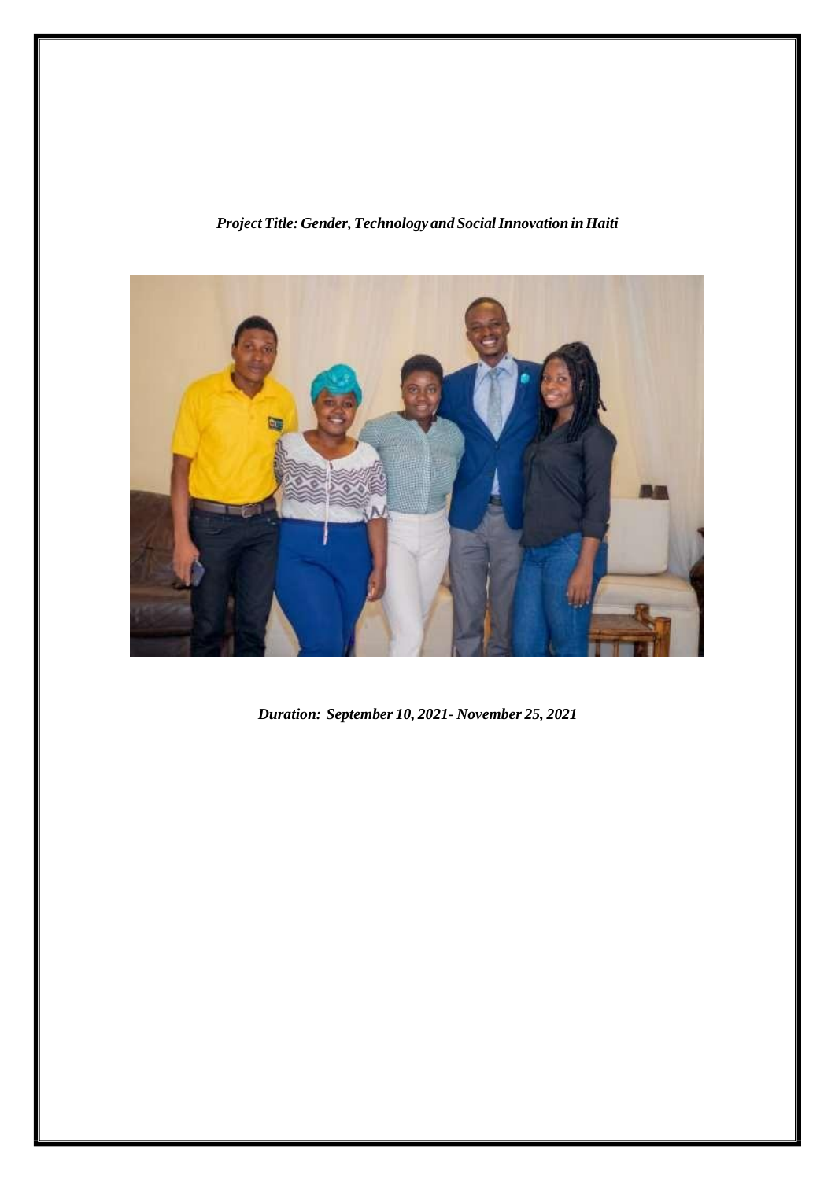***Project Title: Gender, Technology and Social Innovation in Haiti***

***Duration: September 10, 2021- November 25, 2021***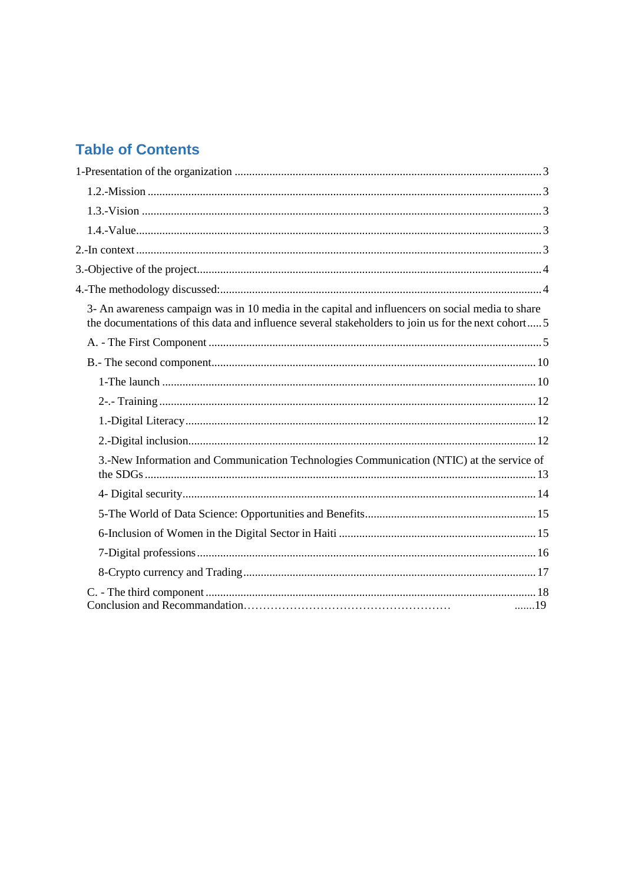# Table of Contents

1-Presentation of the organization ........................................................................................................ 3

- 1.2.-Mission ....................................................................................................................................... 3
- 1.3.-Vision ......................................................................................................................................... 3
- 1.4.-Value.......................................................................................................................................... 3

2.-In context ........................................................................................................................................... 3

3.-Objective of the project...................................................................................................................... 4

4.-The methodology discussed:............................................................................................................... 4

- 3- An awareness campaign was in 10 media in the capital and influencers on social media to share the documentations of this data and influence several stakeholders to join us for the next cohort..... 5
- A. - The First Component .................................................................................................................. 5
- B.- The second component............................................................................................................... 10
  - 1-The launch .................................................................................................................................. 10
  - 2-.- Training ................................................................................................................................... 12
  - 1.-Digital Literacy .......................................................................................................................... 12
  - 2.-Digital inclusion......................................................................................................................... 12
  - 3.-New Information and Communication Technologies Communication (NTIC) at the service of the SDGs ....................................................................................................................................... 13
  - 4- Digital security.......................................................................................................................... 14
  - 5-The World of Data Science: Opportunities and Benefits........................................................... 15
  - 6-Inclusion of Women in the Digital Sector in Haiti .................................................................... 15
  - 7-Digital professions .................................................................................................................... 16
  - 8-Crypto currency and Trading .................................................................................................... 17
- C. - The third component ................................................................................................................. 18
- Conclusion and Recommandation……………………………………………… .......19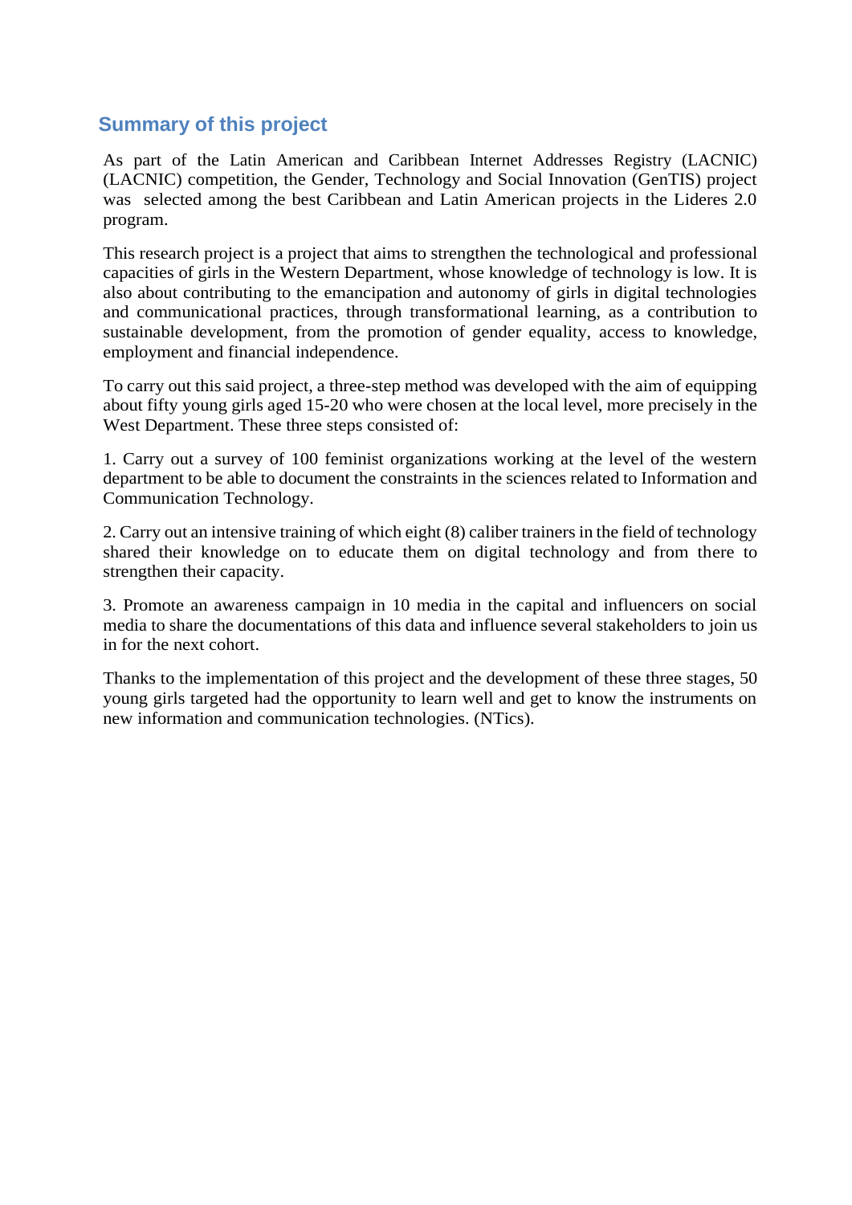## Summary of this project

As part of the Latin American and Caribbean Internet Addresses Registry (LACNIC) (LACNIC) competition, the Gender, Technology and Social Innovation (GenTIS) project was selected among the best Caribbean and Latin American projects in the Lideres 2.0 program.

This research project is a project that aims to strengthen the technological and professional capacities of girls in the Western Department, whose knowledge of technology is low. It is also about contributing to the emancipation and autonomy of girls in digital technologies and communicational practices, through transformational learning, as a contribution to sustainable development, from the promotion of gender equality, access to knowledge, employment and financial independence.

To carry out this said project, a three-step method was developed with the aim of equipping about fifty young girls aged 15-20 who were chosen at the local level, more precisely in the West Department. These three steps consisted of:

1. Carry out a survey of 100 feminist organizations working at the level of the western department to be able to document the constraints in the sciences related to Information and Communication Technology.

2. Carry out an intensive training of which eight (8) caliber trainers in the field of technology shared their knowledge on to educate them on digital technology and from there to strengthen their capacity.

3. Promote an awareness campaign in 10 media in the capital and influencers on social media to share the documentations of this data and influence several stakeholders to join us in for the next cohort.

Thanks to the implementation of this project and the development of these three stages, 50 young girls targeted had the opportunity to learn well and get to know the instruments on new information and communication technologies. (NTics).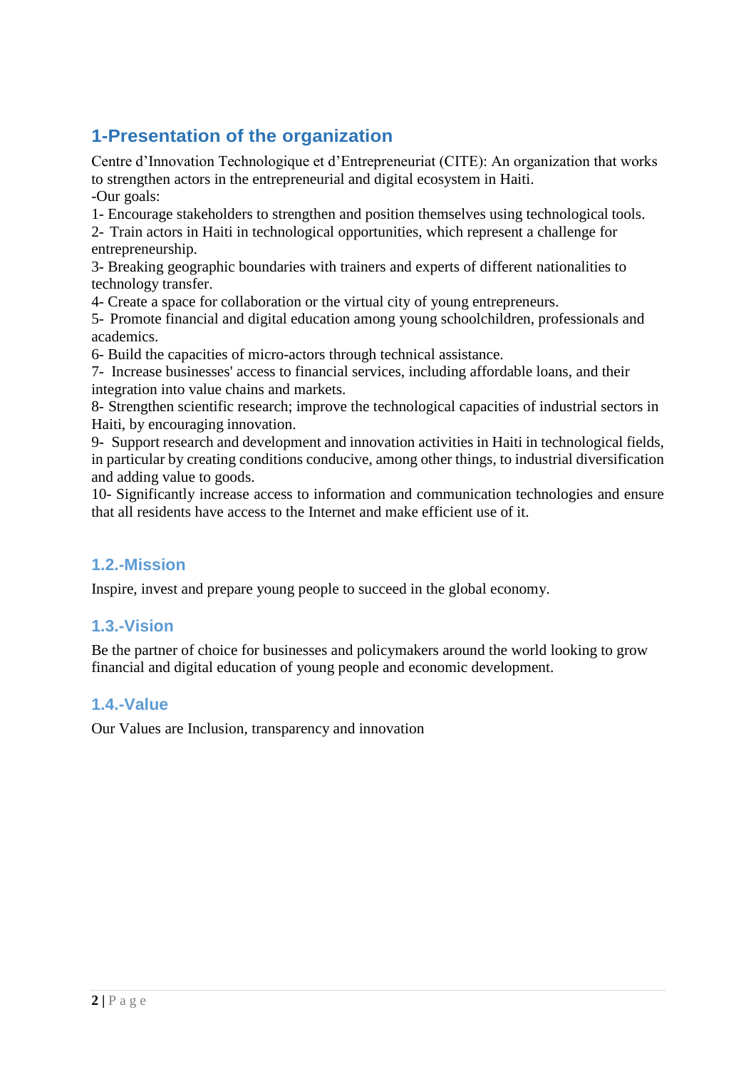# 1-Presentation of the organization

Centre d'Innovation Technologique et d'Entrepreneuriat (CITE): An organization that works to strengthen actors in the entrepreneurial and digital ecosystem in Haiti.

-Our goals:

1- Encourage stakeholders to strengthen and position themselves using technological tools.

2- Train actors in Haiti in technological opportunities, which represent a challenge for entrepreneurship.

3- Breaking geographic boundaries with trainers and experts of different nationalities to technology transfer.

4- Create a space for collaboration or the virtual city of young entrepreneurs.

5- Promote financial and digital education among young schoolchildren, professionals and academics.

6- Build the capacities of micro-actors through technical assistance.

7- Increase businesses' access to financial services, including affordable loans, and their integration into value chains and markets.

8- Strengthen scientific research; improve the technological capacities of industrial sectors in Haiti, by encouraging innovation.

9- Support research and development and innovation activities in Haiti in technological fields, in particular by creating conditions conducive, among other things, to industrial diversification and adding value to goods.

10- Significantly increase access to information and communication technologies and ensure that all residents have access to the Internet and make efficient use of it.

## 1.2.-Mission

Inspire, invest and prepare young people to succeed in the global economy.

## 1.3.-Vision

Be the partner of choice for businesses and policymakers around the world looking to grow financial and digital education of young people and economic development.

## 1.4.-Value

Our Values are Inclusion, transparency and innovation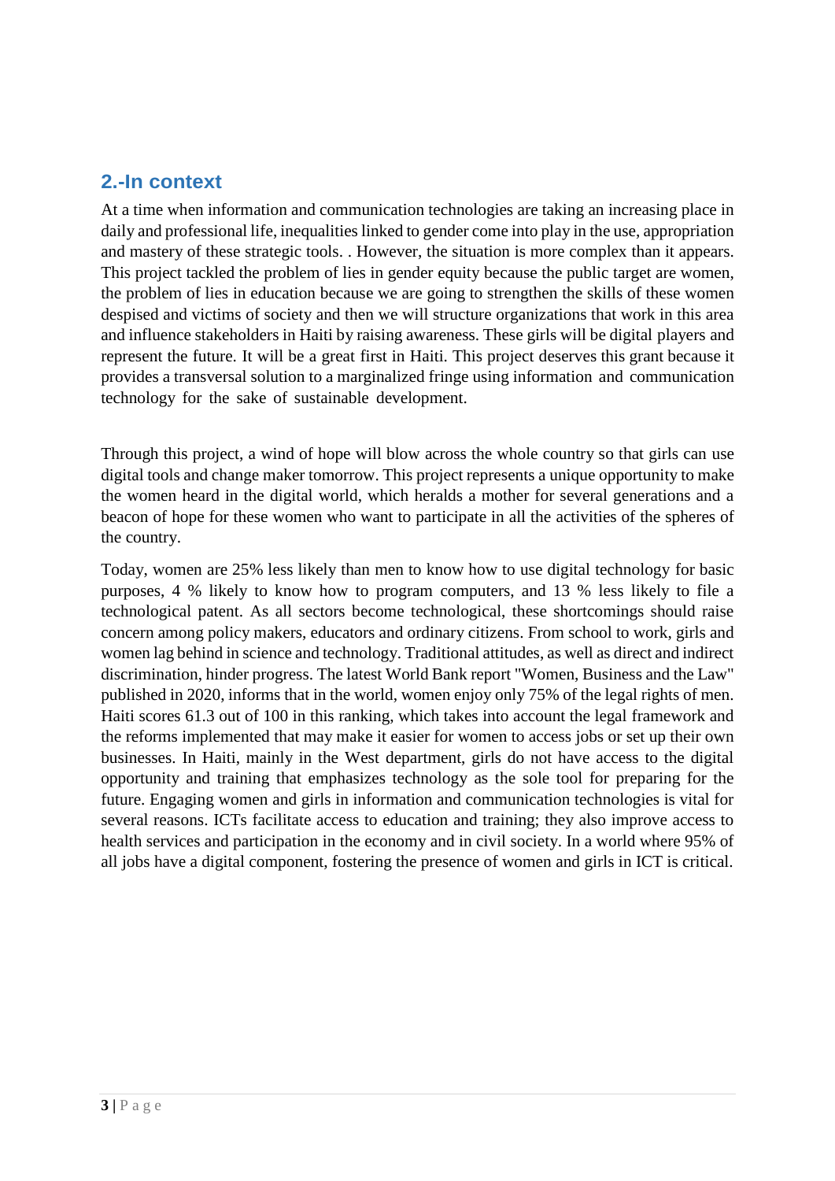## 2.-In context

At a time when information and communication technologies are taking an increasing place in daily and professional life, inequalities linked to gender come into play in the use, appropriation and mastery of these strategic tools. . However, the situation is more complex than it appears. This project tackled the problem of lies in gender equity because the public target are women, the problem of lies in education because we are going to strengthen the skills of these women despised and victims of society and then we will structure organizations that work in this area and influence stakeholders in Haiti by raising awareness. These girls will be digital players and represent the future. It will be a great first in Haiti. This project deserves this grant because it provides a transversal solution to a marginalized fringe using information and communication technology for the sake of sustainable development.

Through this project, a wind of hope will blow across the whole country so that girls can use digital tools and change maker tomorrow. This project represents a unique opportunity to make the women heard in the digital world, which heralds a mother for several generations and a beacon of hope for these women who want to participate in all the activities of the spheres of the country.

Today, women are 25% less likely than men to know how to use digital technology for basic purposes, 4 % likely to know how to program computers, and 13 % less likely to file a technological patent. As all sectors become technological, these shortcomings should raise concern among policy makers, educators and ordinary citizens. From school to work, girls and women lag behind in science and technology. Traditional attitudes, as well as direct and indirect discrimination, hinder progress. The latest World Bank report "Women, Business and the Law" published in 2020, informs that in the world, women enjoy only 75% of the legal rights of men. Haiti scores 61.3 out of 100 in this ranking, which takes into account the legal framework and the reforms implemented that may make it easier for women to access jobs or set up their own businesses. In Haiti, mainly in the West department, girls do not have access to the digital opportunity and training that emphasizes technology as the sole tool for preparing for the future. Engaging women and girls in information and communication technologies is vital for several reasons. ICTs facilitate access to education and training; they also improve access to health services and participation in the economy and in civil society. In a world where 95% of all jobs have a digital component, fostering the presence of women and girls in ICT is critical.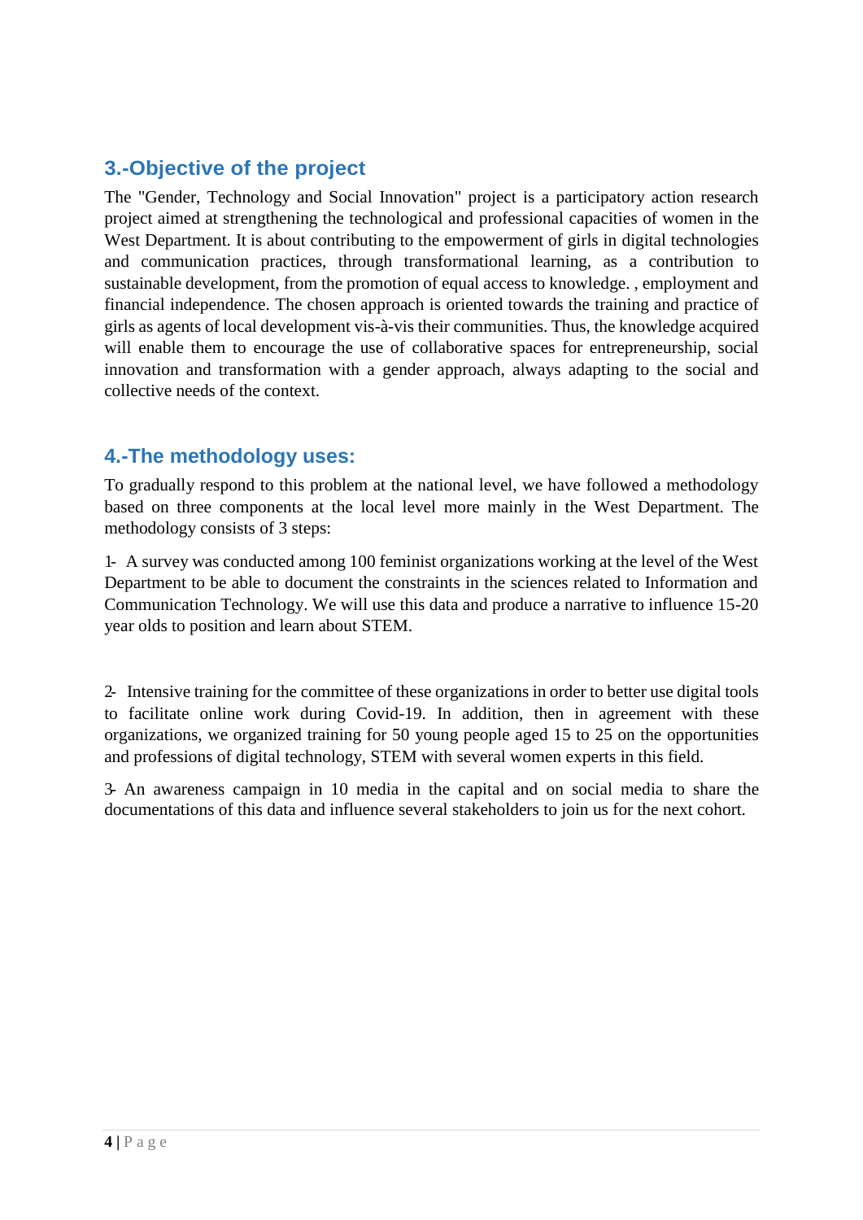## 3.-Objective of the project

The "Gender, Technology and Social Innovation" project is a participatory action research project aimed at strengthening the technological and professional capacities of women in the West Department. It is about contributing to the empowerment of girls in digital technologies and communication practices, through transformational learning, as a contribution to sustainable development, from the promotion of equal access to knowledge. , employment and financial independence. The chosen approach is oriented towards the training and practice of girls as agents of local development vis-à-vis their communities. Thus, the knowledge acquired will enable them to encourage the use of collaborative spaces for entrepreneurship, social innovation and transformation with a gender approach, always adapting to the social and collective needs of the context.

## 4.-The methodology uses:

To gradually respond to this problem at the national level, we have followed a methodology based on three components at the local level more mainly in the West Department. The methodology consists of 3 steps:

1- A survey was conducted among 100 feminist organizations working at the level of the West Department to be able to document the constraints in the sciences related to Information and Communication Technology. We will use this data and produce a narrative to influence 15-20 year olds to position and learn about STEM.

2- Intensive training for the committee of these organizations in order to better use digital tools to facilitate online work during Covid-19. In addition, then in agreement with these organizations, we organized training for 50 young people aged 15 to 25 on the opportunities and professions of digital technology, STEM with several women experts in this field.

3- An awareness campaign in 10 media in the capital and on social media to share the documentations of this data and influence several stakeholders to join us for the next cohort.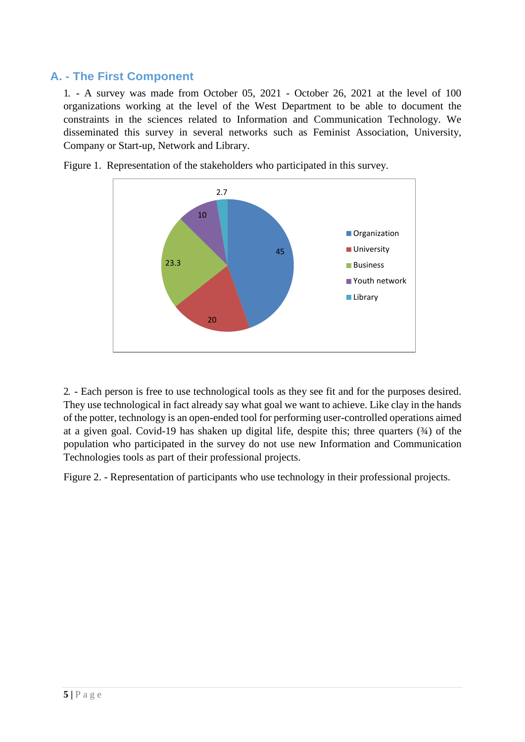## A. - The First Component

1. - A survey was made from October 05, 2021 - October 26, 2021 at the level of 100 organizations working at the level of the West Department to be able to document the constraints in the sciences related to Information and Communication Technology. We disseminated this survey in several networks such as Feminist Association, University, Company or Start-up, Network and Library.

Figure 1. Representation of the stakeholders who participated in this survey.

2. - Each person is free to use technological tools as they see fit and for the purposes desired. They use technological in fact already say what goal we want to achieve. Like clay in the hands of the potter, technology is an open-ended tool for performing user-controlled operations aimed at a given goal. Covid-19 has shaken up digital life, despite this; three quarters (¾) of the population who participated in the survey do not use new Information and Communication Technologies tools as part of their professional projects.

Figure 2. - Representation of participants who use technology in their professional projects.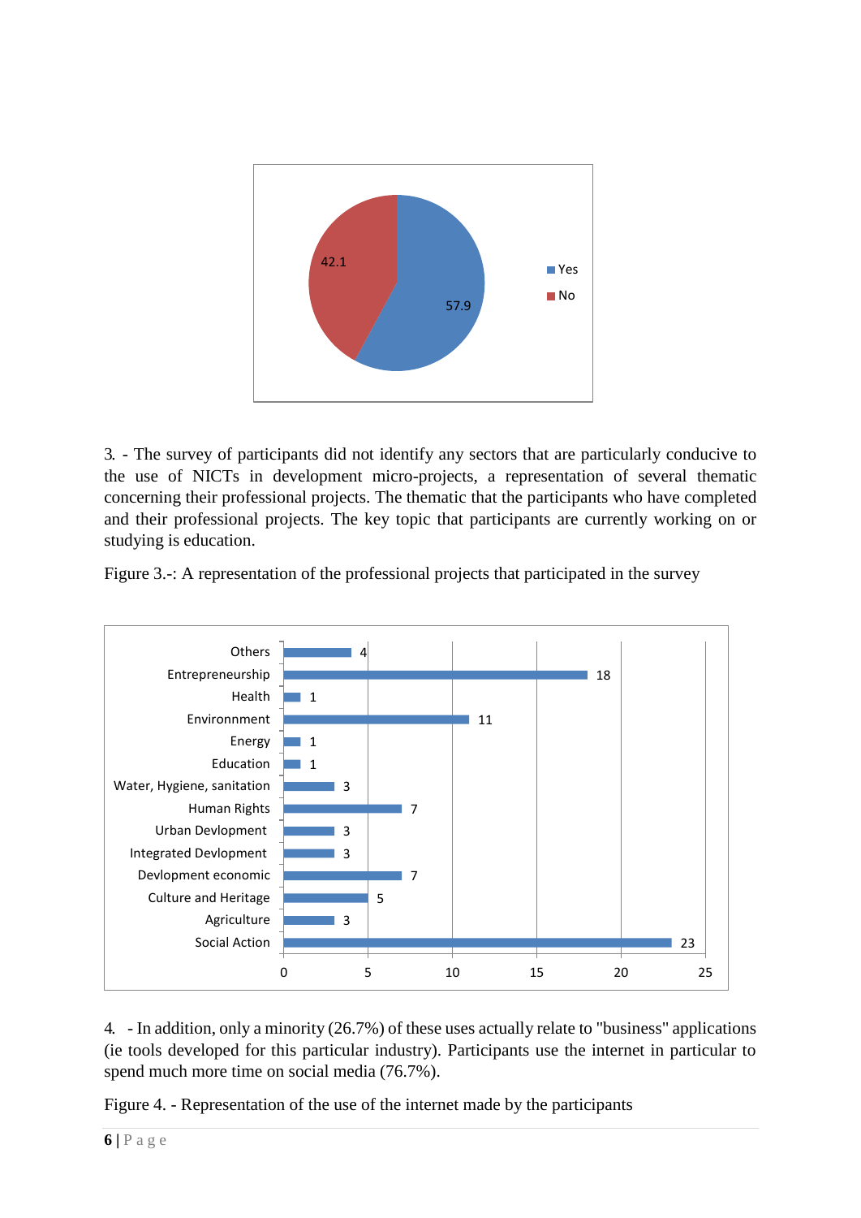| | Value |
|---|---|
| Yes | 57.9 |
| No | 42.1 |

3. - The survey of participants did not identify any sectors that are particularly conducive to the use of NICTs in development micro-projects, a representation of several thematic concerning their professional projects. The thematic that the participants who have completed and their professional projects. The key topic that participants are currently working on or studying is education.

Figure 3.-: A representation of the professional projects that participated in the survey

| Thematic | Number |
|---|---|
| Others | 4 |
| Entrepreneurship | 18 |
| Health | 1 |
| Environnment | 11 |
| Energy | 1 |
| Education | 1 |
| Water, Hygiene, sanitation | 3 |
| Human Rights | 7 |
| Urban Devlopment | 3 |
| Integrated Devlopment | 3 |
| Devlopment economic | 7 |
| Culture and Heritage | 5 |
| Agriculture | 3 |
| Social Action | 23 |

4. - In addition, only a minority (26.7%) of these uses actually relate to "business" applications (ie tools developed for this particular industry). Participants use the internet in particular to spend much more time on social media (76.7%).

Figure 4. - Representation of the use of the internet made by the participants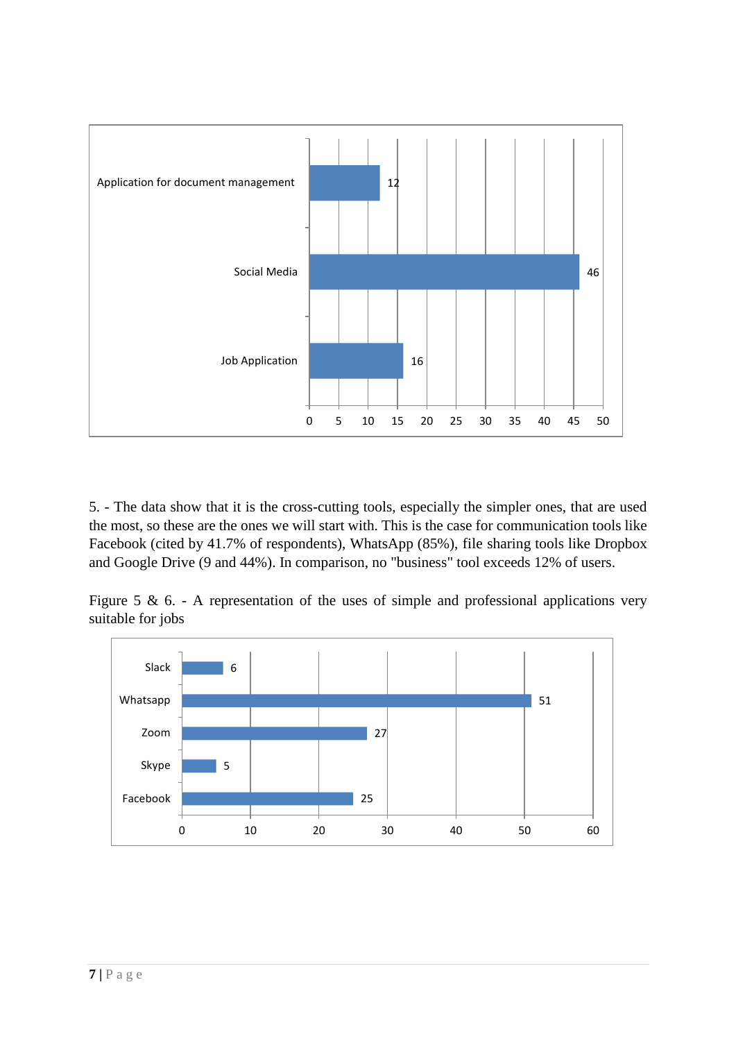| | Value |
|---|---|
| Application for document management | 12 |
| Social Media | 46 |
| Job Application | 16 |

5. - The data show that it is the cross-cutting tools, especially the simpler ones, that are used the most, so these are the ones we will start with. This is the case for communication tools like Facebook (cited by 41.7% of respondents), WhatsApp (85%), file sharing tools like Dropbox and Google Drive (9 and 44%). In comparison, no "business" tool exceeds 12% of users.

Figure 5 & 6. - A representation of the uses of simple and professional applications very suitable for jobs

| | Value |
|---|---|
| Slack | 6 |
| Whatsapp | 51 |
| Zoom | 27 |
| Skype | 5 |
| Facebook | 25 |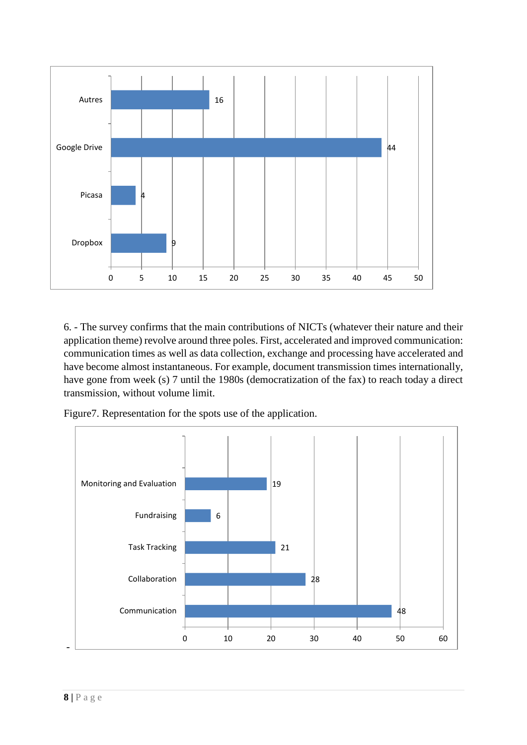| | |
|---|---|
| Autres | 16 |
| Google Drive | 44 |
| Picasa | 4 |
| Dropbox | 9 |

6. - The survey confirms that the main contributions of NICTs (whatever their nature and their application theme) revolve around three poles. First, accelerated and improved communication: communication times as well as data collection, exchange and processing have accelerated and have become almost instantaneous. For example, document transmission times internationally, have gone from week (s) 7 until the 1980s (democratization of the fax) to reach today a direct transmission, without volume limit.

Figure7. Representation for the spots use of the application.

| | |
|---|---|
| Monitoring and Evaluation | 19 |
| Fundraising | 6 |
| Task Tracking | 21 |
| Collaboration | 28 |
| Communication | 48 |

-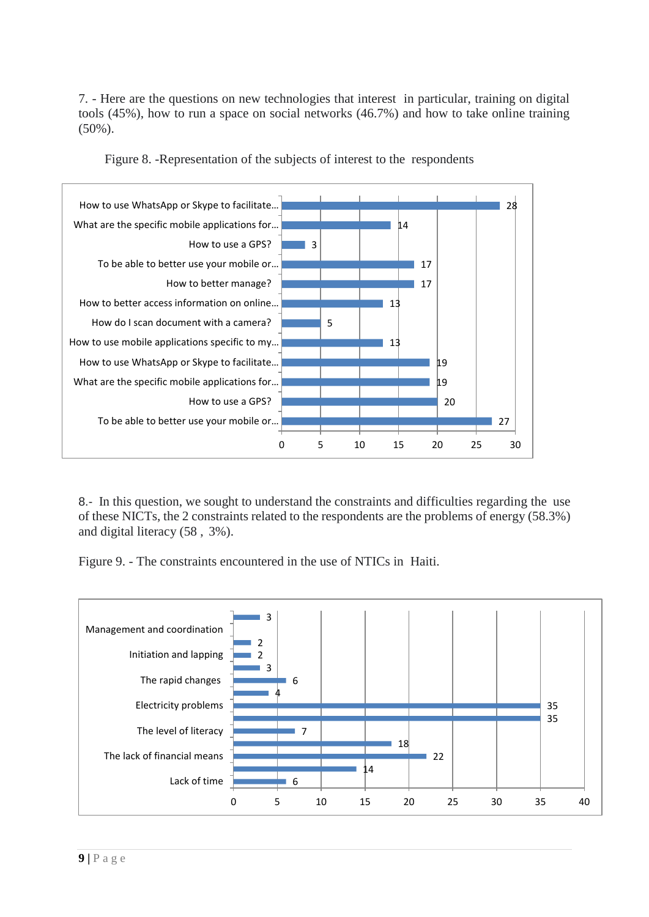7. - Here are the questions on new technologies that interest in particular, training on digital tools (45%), how to run a space on social networks (46.7%) and how to take online training (50%).

Figure 8. -Representation of the subjects of interest to the respondents

| Subject | Value |
|---|---|
| How to use WhatsApp or Skype to facilitate... | 28 |
| What are the specific mobile applications for... | 14 |
| How to use a GPS? | 3 |
| To be able to better use your mobile or... | 17 |
| How to better manage? | 17 |
| How to better access information on online... | 13 |
| How do I scan document with a camera? | 5 |
| How to use mobile applications specific to my... | 13 |
| How to use WhatsApp or Skype to facilitate... | 19 |
| What are the specific mobile applications for... | 19 |
| How to use a GPS? | 20 |
| To be able to better use your mobile or... | 27 |

8.- In this question, we sought to understand the constraints and difficulties regarding the use of these NICTs, the 2 constraints related to the respondents are the problems of energy (58.3%) and digital literacy (58 , 3%).

Figure 9. - The constraints encountered in the use of NTICs in Haiti.

| Constraint | Value |
|---|---|
| | 3 |
| Management and coordination | |
| | 2 |
| Initiation and lapping | 2 |
| | 3 |
| The rapid changes | 6 |
| | 4 |
| Electricity problems | 35 |
| | 35 |
| The level of literacy | 7 |
| | 18 |
| The lack of financial means | 22 |
| | 14 |
| Lack of time | 6 |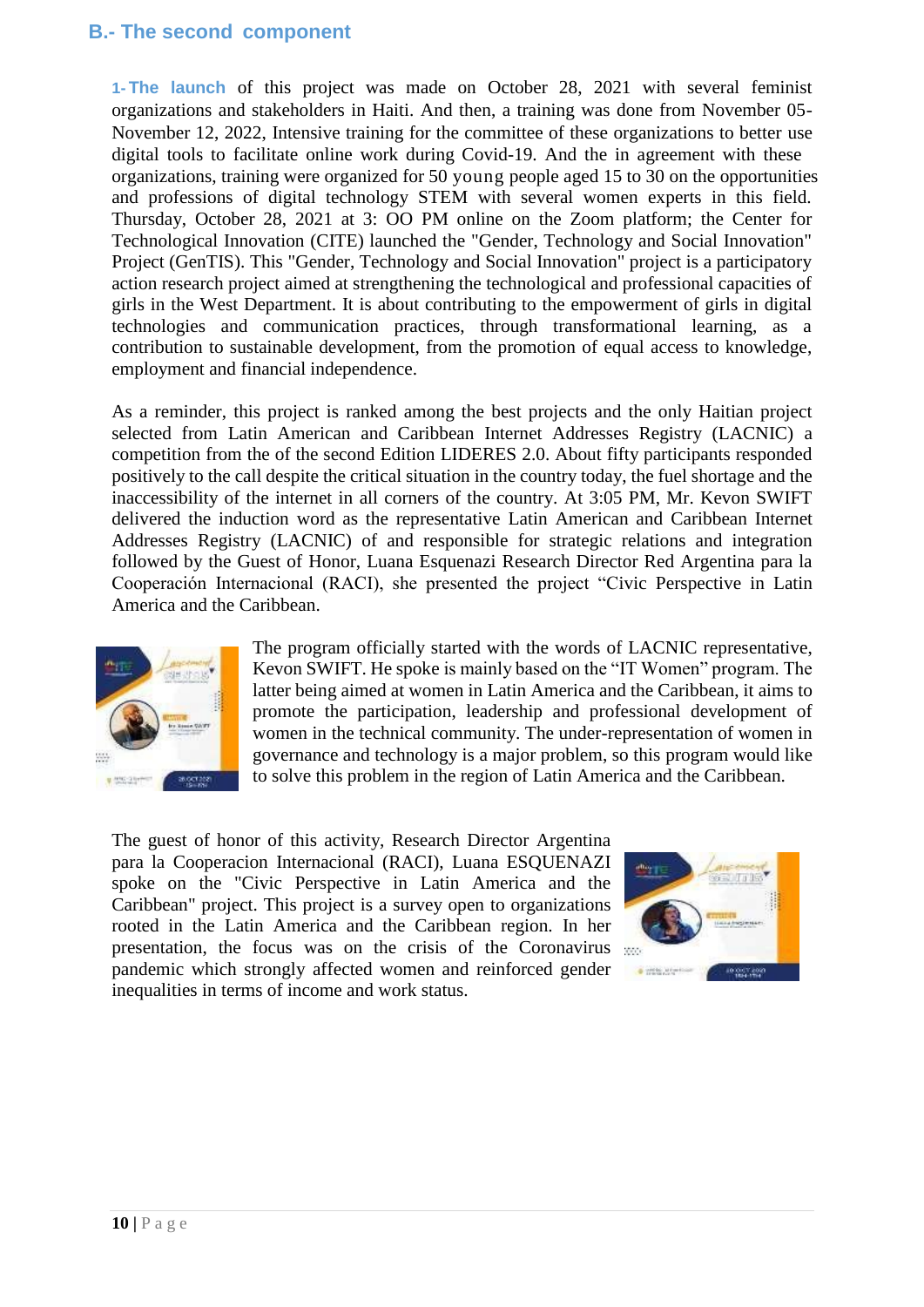## B.- The second component

**1- The launch** of this project was made on October 28, 2021 with several feminist organizations and stakeholders in Haiti. And then, a training was done from November 05-November 12, 2022, Intensive training for the committee of these organizations to better use digital tools to facilitate online work during Covid-19. And the in agreement with these organizations, training were organized for 50 young people aged 15 to 30 on the opportunities and professions of digital technology STEM with several women experts in this field. Thursday, October 28, 2021 at 3: OO PM online on the Zoom platform; the Center for Technological Innovation (CITE) launched the "Gender, Technology and Social Innovation" Project (GenTIS). This "Gender, Technology and Social Innovation" project is a participatory action research project aimed at strengthening the technological and professional capacities of girls in the West Department. It is about contributing to the empowerment of girls in digital technologies and communication practices, through transformational learning, as a contribution to sustainable development, from the promotion of equal access to knowledge, employment and financial independence.

As a reminder, this project is ranked among the best projects and the only Haitian project selected from Latin American and Caribbean Internet Addresses Registry (LACNIC) a competition from the of the second Edition LIDERES 2.0. About fifty participants responded positively to the call despite the critical situation in the country today, the fuel shortage and the inaccessibility of the internet in all corners of the country. At 3:05 PM, Mr. Kevon SWIFT delivered the induction word as the representative Latin American and Caribbean Internet Addresses Registry (LACNIC) of and responsible for strategic relations and integration followed by the Guest of Honor, Luana Esquenazi Research Director Red Argentina para la Cooperación Internacional (RACI), she presented the project “Civic Perspective in Latin America and the Caribbean.

The program officially started with the words of LACNIC representative, Kevon SWIFT. He spoke is mainly based on the “IT Women” program. The latter being aimed at women in Latin America and the Caribbean, it aims to promote the participation, leadership and professional development of women in the technical community. The under-representation of women in governance and technology is a major problem, so this program would like to solve this problem in the region of Latin America and the Caribbean.

The guest of honor of this activity, Research Director Argentina para la Cooperacion Internacional (RACI), Luana ESQUENAZI spoke on the "Civic Perspective in Latin America and the Caribbean" project. This project is a survey open to organizations rooted in the Latin America and the Caribbean region. In her presentation, the focus was on the crisis of the Coronavirus pandemic which strongly affected women and reinforced gender inequalities in terms of income and work status.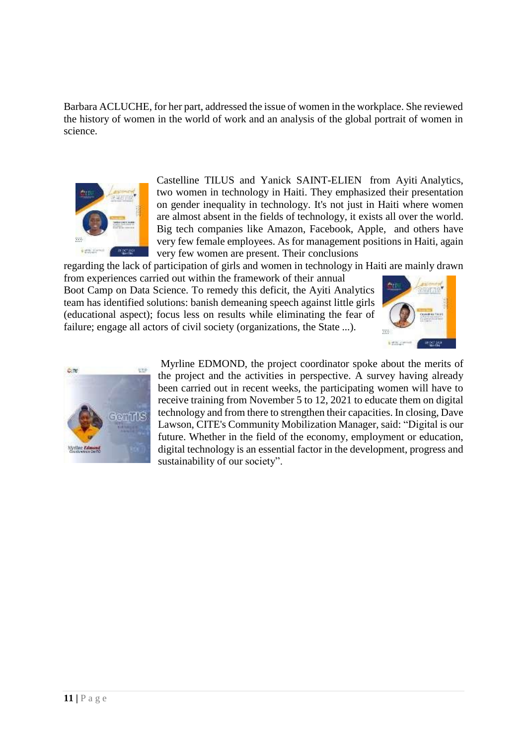Barbara ACLUCHE, for her part, addressed the issue of women in the workplace. She reviewed the history of women in the world of work and an analysis of the global portrait of women in science.

Castelline TILUS and Yanick SAINT-ELIEN from Ayiti Analytics, two women in technology in Haiti. They emphasized their presentation on gender inequality in technology. It's not just in Haiti where women are almost absent in the fields of technology, it exists all over the world. Big tech companies like Amazon, Facebook, Apple, and others have very few female employees. As for management positions in Haiti, again very few women are present. Their conclusions regarding the lack of participation of girls and women in technology in Haiti are mainly drawn from experiences carried out within the framework of their annual Boot Camp on Data Science. To remedy this deficit, the Ayiti Analytics team has identified solutions: banish demeaning speech against little girls (educational aspect); focus less on results while eliminating the fear of failure; engage all actors of civil society (organizations, the State ...).

Myrline EDMOND, the project coordinator spoke about the merits of the project and the activities in perspective. A survey having already been carried out in recent weeks, the participating women will have to receive training from November 5 to 12, 2021 to educate them on digital technology and from there to strengthen their capacities. In closing, Dave Lawson, CITE's Community Mobilization Manager, said: “Digital is our future. Whether in the field of the economy, employment or education, digital technology is an essential factor in the development, progress and sustainability of our society”.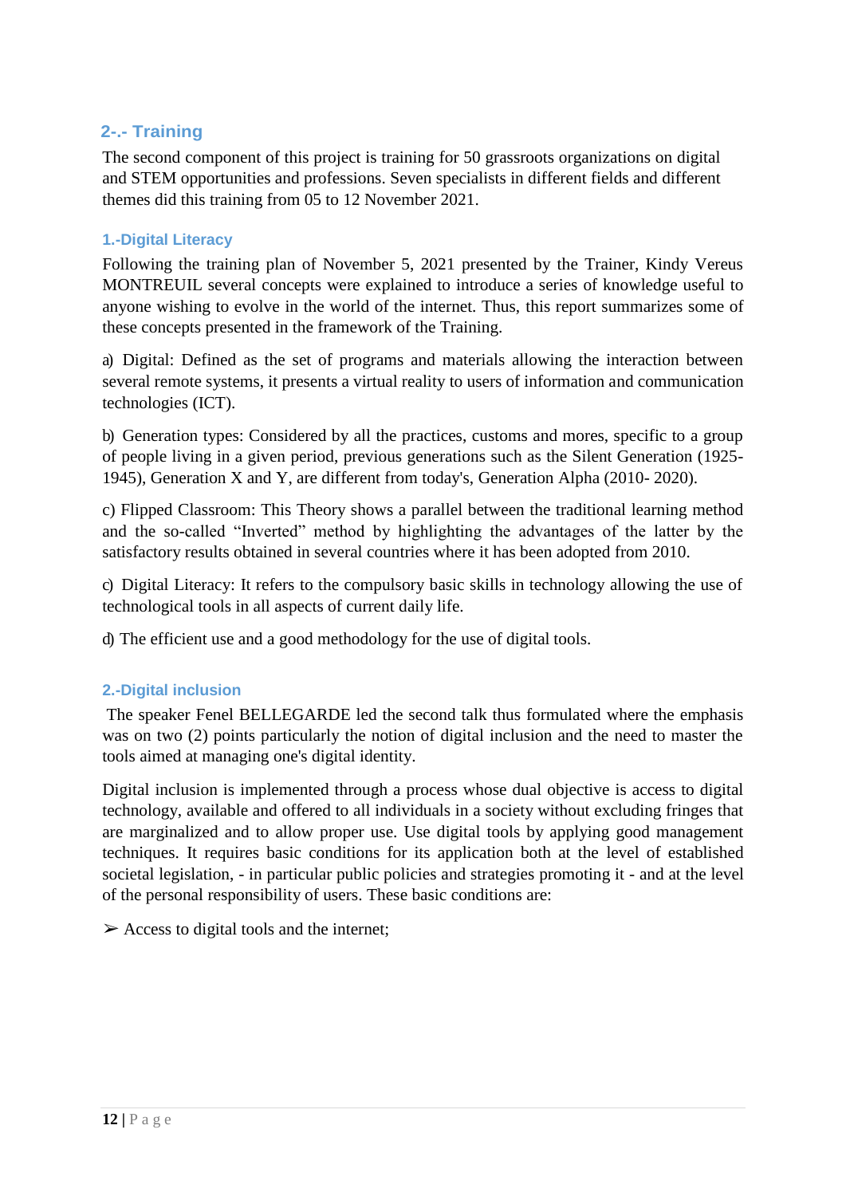## 2-.- Training

The second component of this project is training for 50 grassroots organizations on digital and STEM opportunities and professions. Seven specialists in different fields and different themes did this training from 05 to 12 November 2021.

### 1.-Digital Literacy

Following the training plan of November 5, 2021 presented by the Trainer, Kindy Vereus MONTREUIL several concepts were explained to introduce a series of knowledge useful to anyone wishing to evolve in the world of the internet. Thus, this report summarizes some of these concepts presented in the framework of the Training.

a) Digital: Defined as the set of programs and materials allowing the interaction between several remote systems, it presents a virtual reality to users of information and communication technologies (ICT).

b) Generation types: Considered by all the practices, customs and mores, specific to a group of people living in a given period, previous generations such as the Silent Generation (1925-1945), Generation X and Y, are different from today's, Generation Alpha (2010- 2020).

c) Flipped Classroom: This Theory shows a parallel between the traditional learning method and the so-called "Inverted" method by highlighting the advantages of the latter by the satisfactory results obtained in several countries where it has been adopted from 2010.

c) Digital Literacy: It refers to the compulsory basic skills in technology allowing the use of technological tools in all aspects of current daily life.

d) The efficient use and a good methodology for the use of digital tools.

### 2.-Digital inclusion

The speaker Fenel BELLEGARDE led the second talk thus formulated where the emphasis was on two (2) points particularly the notion of digital inclusion and the need to master the tools aimed at managing one's digital identity.

Digital inclusion is implemented through a process whose dual objective is access to digital technology, available and offered to all individuals in a society without excluding fringes that are marginalized and to allow proper use. Use digital tools by applying good management techniques. It requires basic conditions for its application both at the level of established societal legislation, - in particular public policies and strategies promoting it - and at the level of the personal responsibility of users. These basic conditions are:

➢ Access to digital tools and the internet;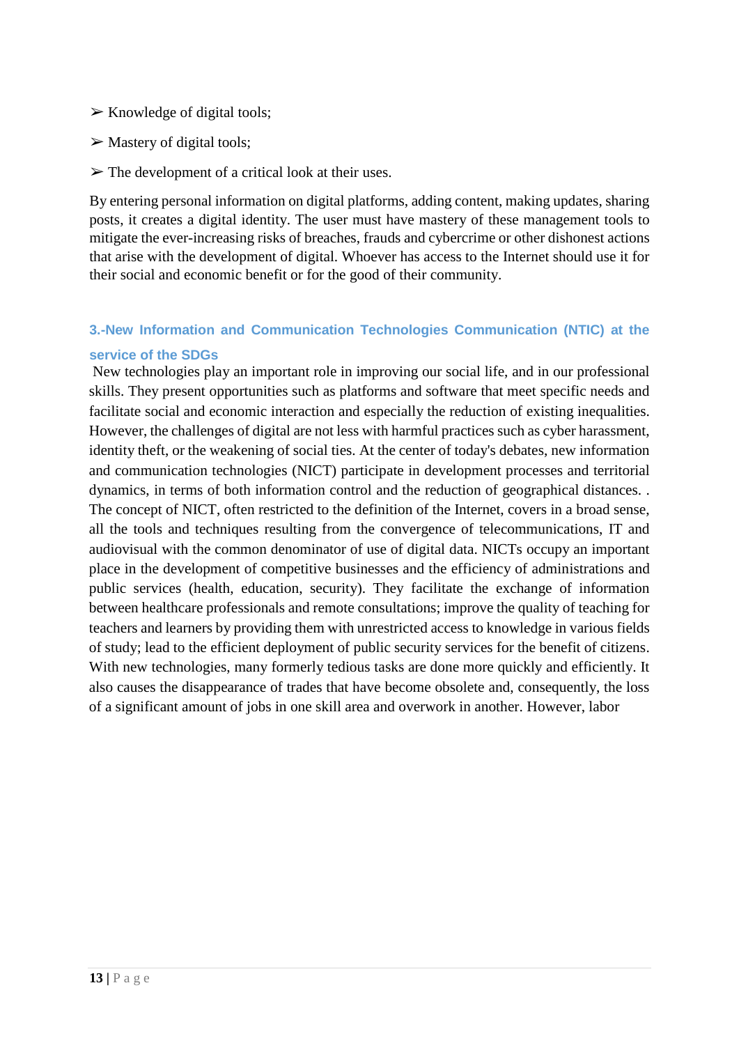- ➢ Knowledge of digital tools;
- ➢ Mastery of digital tools;
- ➢ The development of a critical look at their uses.

By entering personal information on digital platforms, adding content, making updates, sharing posts, it creates a digital identity. The user must have mastery of these management tools to mitigate the ever-increasing risks of breaches, frauds and cybercrime or other dishonest actions that arise with the development of digital. Whoever has access to the Internet should use it for their social and economic benefit or for the good of their community.

### 3.-New Information and Communication Technologies Communication (NTIC) at the service of the SDGs

New technologies play an important role in improving our social life, and in our professional skills. They present opportunities such as platforms and software that meet specific needs and facilitate social and economic interaction and especially the reduction of existing inequalities. However, the challenges of digital are not less with harmful practices such as cyber harassment, identity theft, or the weakening of social ties. At the center of today's debates, new information and communication technologies (NICT) participate in development processes and territorial dynamics, in terms of both information control and the reduction of geographical distances. . The concept of NICT, often restricted to the definition of the Internet, covers in a broad sense, all the tools and techniques resulting from the convergence of telecommunications, IT and audiovisual with the common denominator of use of digital data. NICTs occupy an important place in the development of competitive businesses and the efficiency of administrations and public services (health, education, security). They facilitate the exchange of information between healthcare professionals and remote consultations; improve the quality of teaching for teachers and learners by providing them with unrestricted access to knowledge in various fields of study; lead to the efficient deployment of public security services for the benefit of citizens. With new technologies, many formerly tedious tasks are done more quickly and efficiently. It also causes the disappearance of trades that have become obsolete and, consequently, the loss of a significant amount of jobs in one skill area and overwork in another. However, labor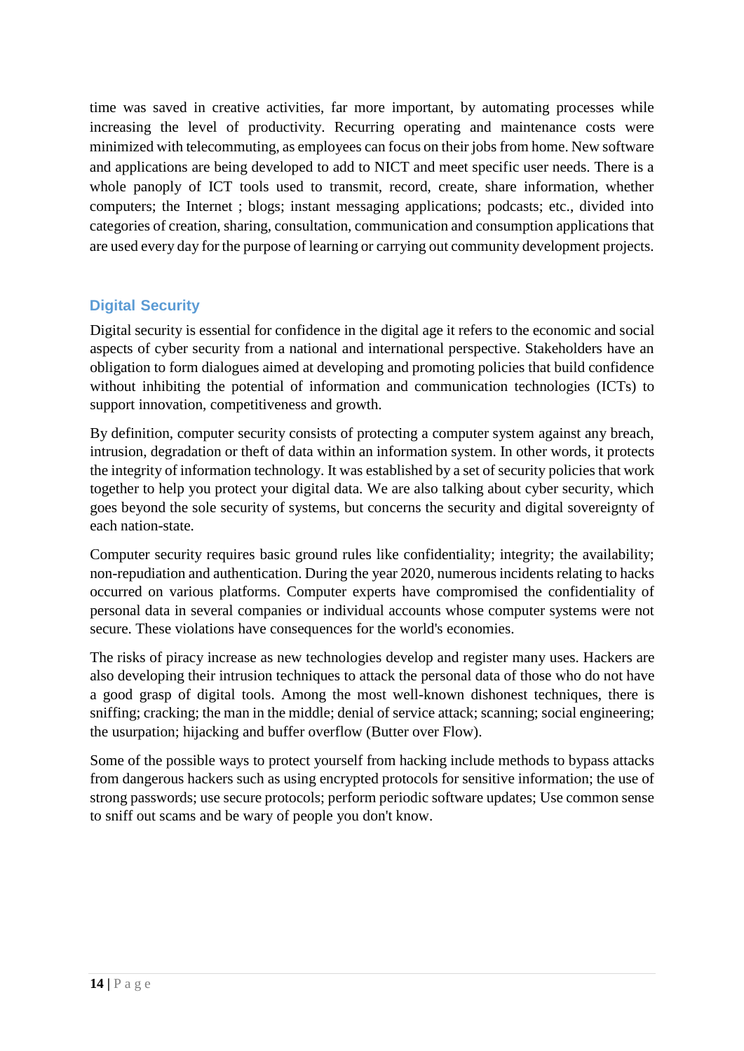time was saved in creative activities, far more important, by automating processes while increasing the level of productivity. Recurring operating and maintenance costs were minimized with telecommuting, as employees can focus on their jobs from home. New software and applications are being developed to add to NICT and meet specific user needs. There is a whole panoply of ICT tools used to transmit, record, create, share information, whether computers; the Internet ; blogs; instant messaging applications; podcasts; etc., divided into categories of creation, sharing, consultation, communication and consumption applications that are used every day for the purpose of learning or carrying out community development projects.

## Digital Security

Digital security is essential for confidence in the digital age it refers to the economic and social aspects of cyber security from a national and international perspective. Stakeholders have an obligation to form dialogues aimed at developing and promoting policies that build confidence without inhibiting the potential of information and communication technologies (ICTs) to support innovation, competitiveness and growth.

By definition, computer security consists of protecting a computer system against any breach, intrusion, degradation or theft of data within an information system. In other words, it protects the integrity of information technology. It was established by a set of security policies that work together to help you protect your digital data. We are also talking about cyber security, which goes beyond the sole security of systems, but concerns the security and digital sovereignty of each nation-state.

Computer security requires basic ground rules like confidentiality; integrity; the availability; non-repudiation and authentication. During the year 2020, numerous incidents relating to hacks occurred on various platforms. Computer experts have compromised the confidentiality of personal data in several companies or individual accounts whose computer systems were not secure. These violations have consequences for the world's economies.

The risks of piracy increase as new technologies develop and register many uses. Hackers are also developing their intrusion techniques to attack the personal data of those who do not have a good grasp of digital tools. Among the most well-known dishonest techniques, there is sniffing; cracking; the man in the middle; denial of service attack; scanning; social engineering; the usurpation; hijacking and buffer overflow (Butter over Flow).

Some of the possible ways to protect yourself from hacking include methods to bypass attacks from dangerous hackers such as using encrypted protocols for sensitive information; the use of strong passwords; use secure protocols; perform periodic software updates; Use common sense to sniff out scams and be wary of people you don't know.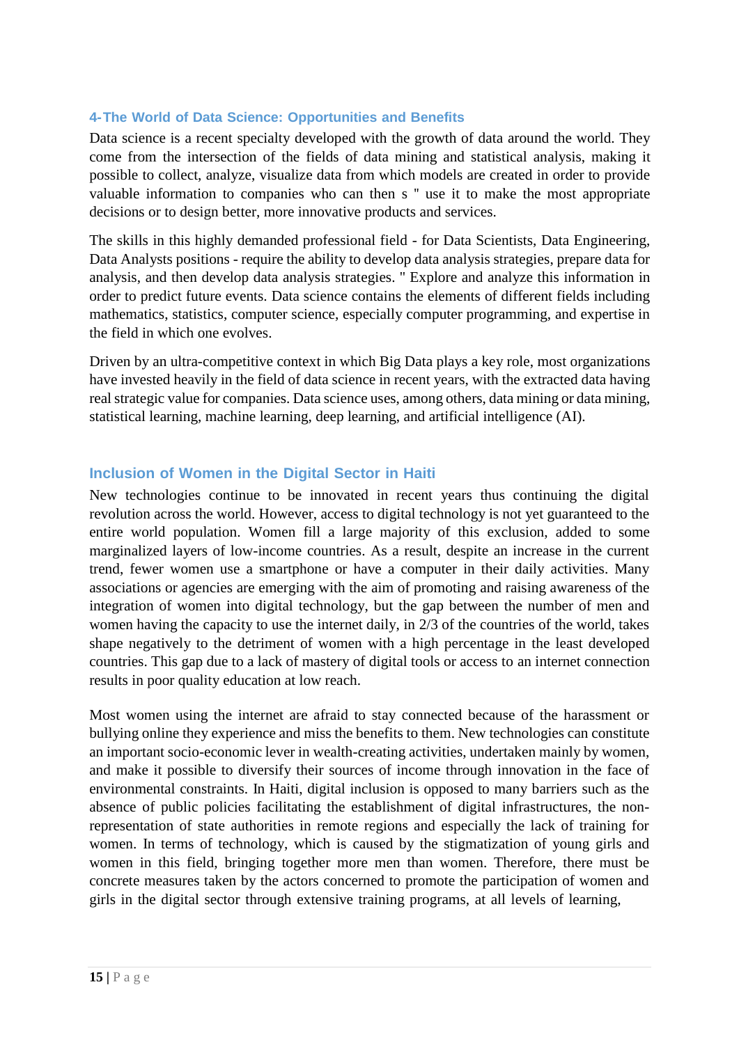### 4-The World of Data Science: Opportunities and Benefits

Data science is a recent specialty developed with the growth of data around the world. They come from the intersection of the fields of data mining and statistical analysis, making it possible to collect, analyze, visualize data from which models are created in order to provide valuable information to companies who can then s " use it to make the most appropriate decisions or to design better, more innovative products and services.

The skills in this highly demanded professional field - for Data Scientists, Data Engineering, Data Analysts positions - require the ability to develop data analysis strategies, prepare data for analysis, and then develop data analysis strategies. " Explore and analyze this information in order to predict future events. Data science contains the elements of different fields including mathematics, statistics, computer science, especially computer programming, and expertise in the field in which one evolves.

Driven by an ultra-competitive context in which Big Data plays a key role, most organizations have invested heavily in the field of data science in recent years, with the extracted data having real strategic value for companies. Data science uses, among others, data mining or data mining, statistical learning, machine learning, deep learning, and artificial intelligence (AI).

### Inclusion of Women in the Digital Sector in Haiti

New technologies continue to be innovated in recent years thus continuing the digital revolution across the world. However, access to digital technology is not yet guaranteed to the entire world population. Women fill a large majority of this exclusion, added to some marginalized layers of low-income countries. As a result, despite an increase in the current trend, fewer women use a smartphone or have a computer in their daily activities. Many associations or agencies are emerging with the aim of promoting and raising awareness of the integration of women into digital technology, but the gap between the number of men and women having the capacity to use the internet daily, in 2/3 of the countries of the world, takes shape negatively to the detriment of women with a high percentage in the least developed countries. This gap due to a lack of mastery of digital tools or access to an internet connection results in poor quality education at low reach.

Most women using the internet are afraid to stay connected because of the harassment or bullying online they experience and miss the benefits to them. New technologies can constitute an important socio-economic lever in wealth-creating activities, undertaken mainly by women, and make it possible to diversify their sources of income through innovation in the face of environmental constraints. In Haiti, digital inclusion is opposed to many barriers such as the absence of public policies facilitating the establishment of digital infrastructures, the non-representation of state authorities in remote regions and especially the lack of training for women. In terms of technology, which is caused by the stigmatization of young girls and women in this field, bringing together more men than women. Therefore, there must be concrete measures taken by the actors concerned to promote the participation of women and girls in the digital sector through extensive training programs, at all levels of learning,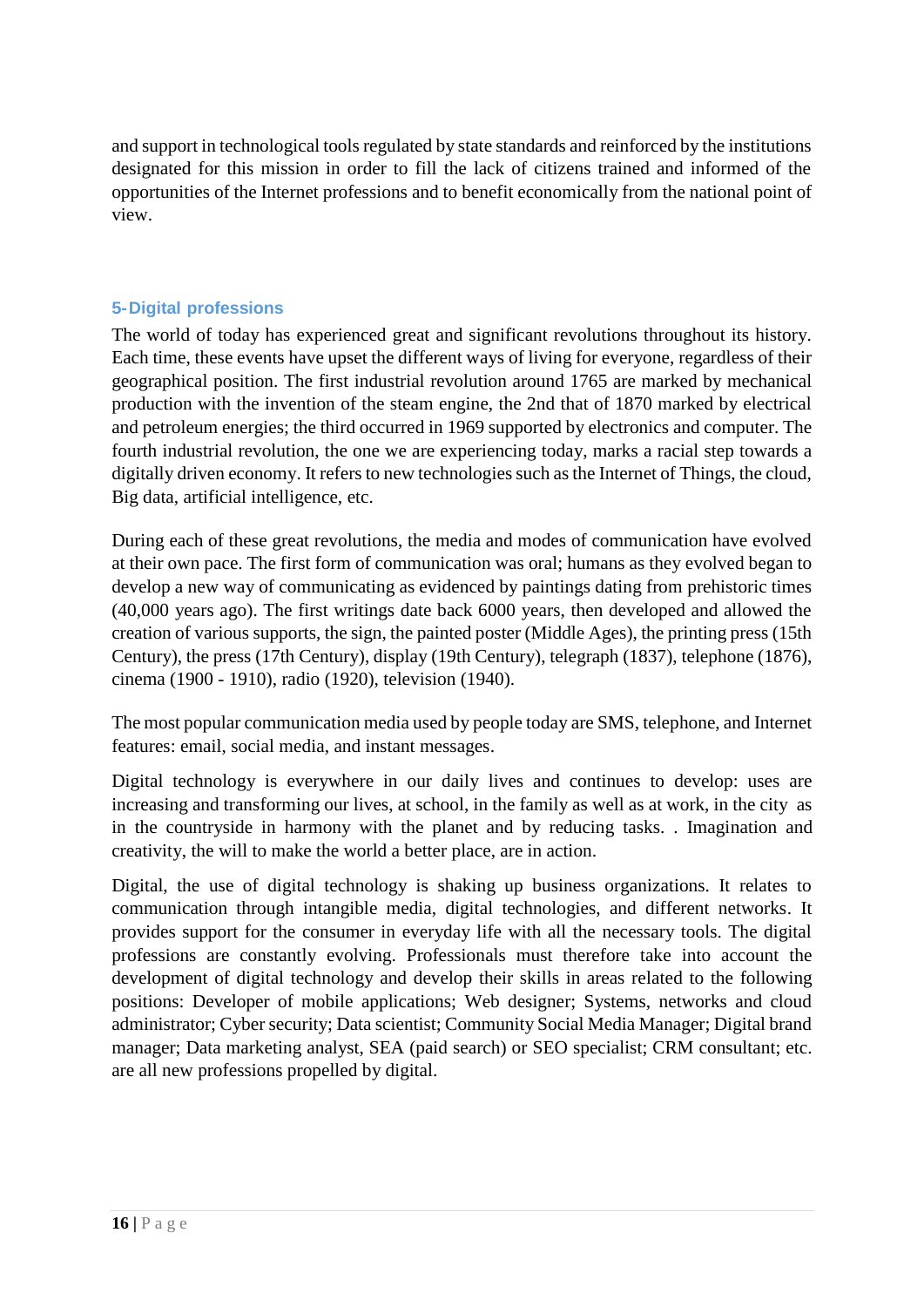and support in technological tools regulated by state standards and reinforced by the institutions designated for this mission in order to fill the lack of citizens trained and informed of the opportunities of the Internet professions and to benefit economically from the national point of view.

## 5- Digital professions

The world of today has experienced great and significant revolutions throughout its history. Each time, these events have upset the different ways of living for everyone, regardless of their geographical position. The first industrial revolution around 1765 are marked by mechanical production with the invention of the steam engine, the 2nd that of 1870 marked by electrical and petroleum energies; the third occurred in 1969 supported by electronics and computer. The fourth industrial revolution, the one we are experiencing today, marks a racial step towards a digitally driven economy. It refers to new technologies such as the Internet of Things, the cloud, Big data, artificial intelligence, etc.

During each of these great revolutions, the media and modes of communication have evolved at their own pace. The first form of communication was oral; humans as they evolved began to develop a new way of communicating as evidenced by paintings dating from prehistoric times (40,000 years ago). The first writings date back 6000 years, then developed and allowed the creation of various supports, the sign, the painted poster (Middle Ages), the printing press (15th Century), the press (17th Century), display (19th Century), telegraph (1837), telephone (1876), cinema (1900 - 1910), radio (1920), television (1940).

The most popular communication media used by people today are SMS, telephone, and Internet features: email, social media, and instant messages.

Digital technology is everywhere in our daily lives and continues to develop: uses are increasing and transforming our lives, at school, in the family as well as at work, in the city as in the countryside in harmony with the planet and by reducing tasks. . Imagination and creativity, the will to make the world a better place, are in action.

Digital, the use of digital technology is shaking up business organizations. It relates to communication through intangible media, digital technologies, and different networks. It provides support for the consumer in everyday life with all the necessary tools. The digital professions are constantly evolving. Professionals must therefore take into account the development of digital technology and develop their skills in areas related to the following positions: Developer of mobile applications; Web designer; Systems, networks and cloud administrator; Cyber security; Data scientist; Community Social Media Manager; Digital brand manager; Data marketing analyst, SEA (paid search) or SEO specialist; CRM consultant; etc. are all new professions propelled by digital.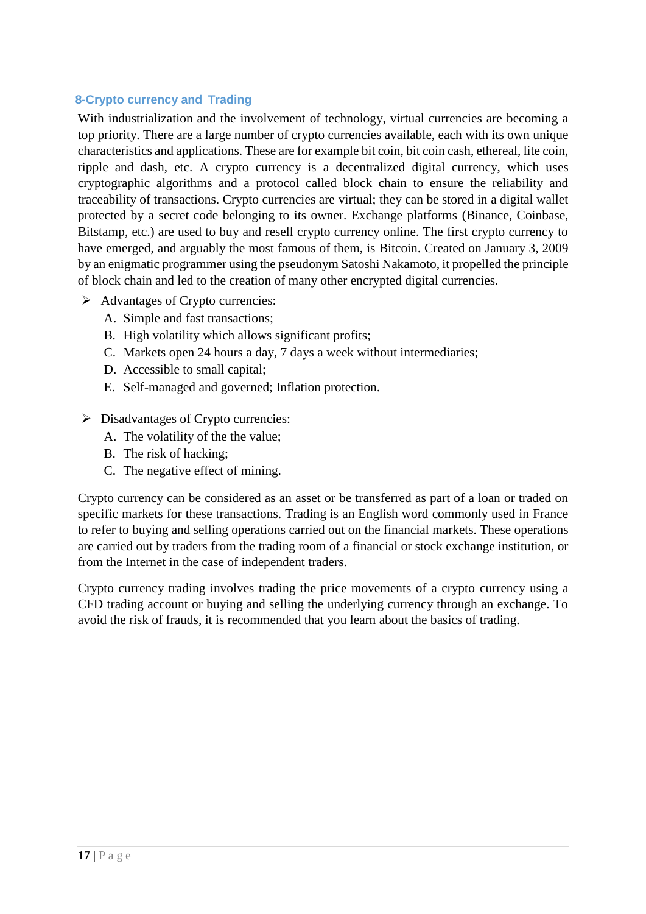## 8-Crypto currency and Trading

With industrialization and the involvement of technology, virtual currencies are becoming a top priority. There are a large number of crypto currencies available, each with its own unique characteristics and applications. These are for example bit coin, bit coin cash, ethereal, lite coin, ripple and dash, etc. A crypto currency is a decentralized digital currency, which uses cryptographic algorithms and a protocol called block chain to ensure the reliability and traceability of transactions. Crypto currencies are virtual; they can be stored in a digital wallet protected by a secret code belonging to its owner. Exchange platforms (Binance, Coinbase, Bitstamp, etc.) are used to buy and resell crypto currency online. The first crypto currency to have emerged, and arguably the most famous of them, is Bitcoin. Created on January 3, 2009 by an enigmatic programmer using the pseudonym Satoshi Nakamoto, it propelled the principle of block chain and led to the creation of many other encrypted digital currencies.

- Advantages of Crypto currencies:
  - A. Simple and fast transactions;
  - B. High volatility which allows significant profits;
  - C. Markets open 24 hours a day, 7 days a week without intermediaries;
  - D. Accessible to small capital;
  - E. Self-managed and governed; Inflation protection.

- Disadvantages of Crypto currencies:
  - A. The volatility of the the value;
  - B. The risk of hacking;
  - C. The negative effect of mining.

Crypto currency can be considered as an asset or be transferred as part of a loan or traded on specific markets for these transactions. Trading is an English word commonly used in France to refer to buying and selling operations carried out on the financial markets. These operations are carried out by traders from the trading room of a financial or stock exchange institution, or from the Internet in the case of independent traders.

Crypto currency trading involves trading the price movements of a crypto currency using a CFD trading account or buying and selling the underlying currency through an exchange. To avoid the risk of frauds, it is recommended that you learn about the basics of trading.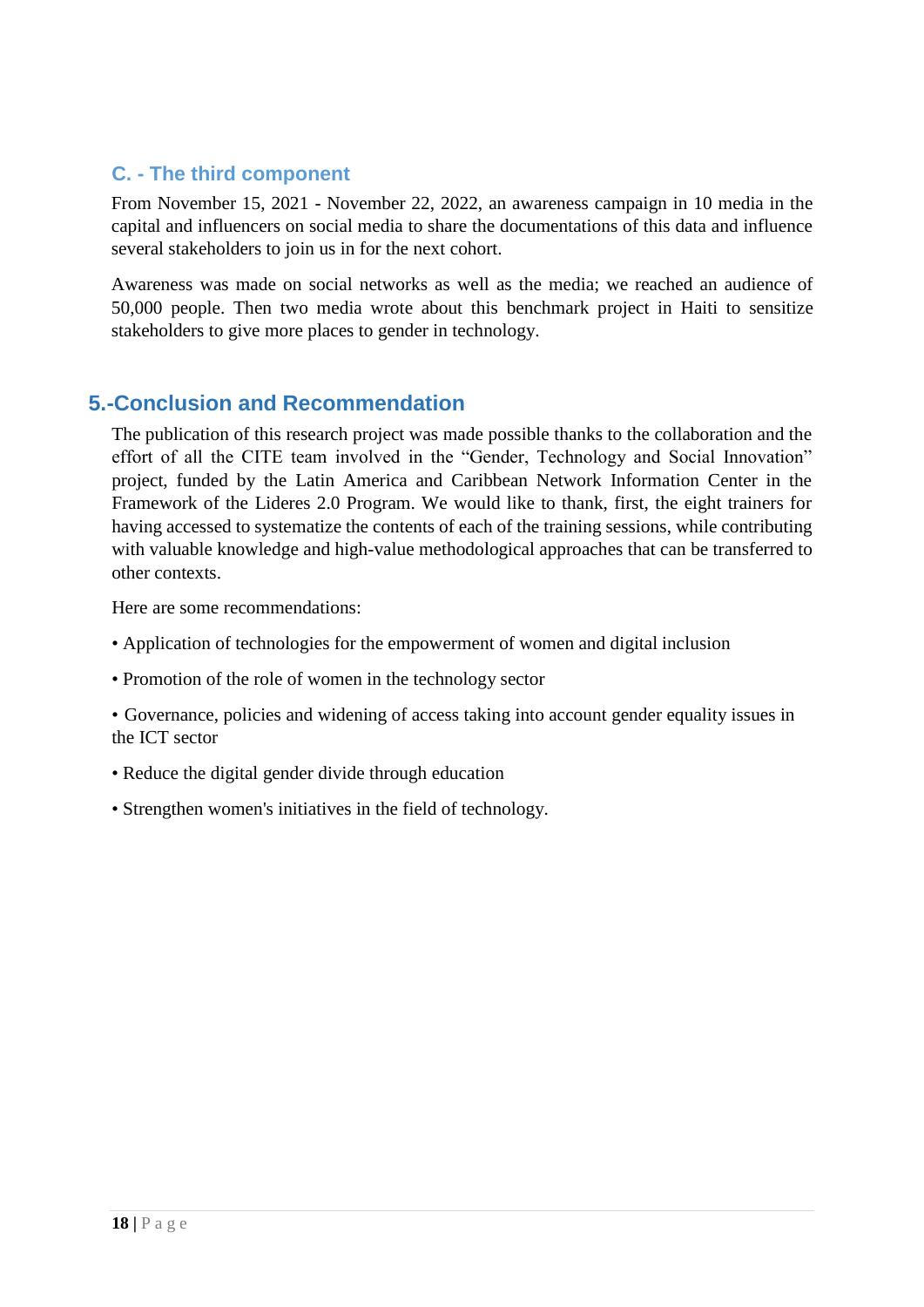### C. - The third component

From November 15, 2021 - November 22, 2022, an awareness campaign in 10 media in the capital and influencers on social media to share the documentations of this data and influence several stakeholders to join us in for the next cohort.

Awareness was made on social networks as well as the media; we reached an audience of 50,000 people. Then two media wrote about this benchmark project in Haiti to sensitize stakeholders to give more places to gender in technology.

## 5.-Conclusion and Recommendation

The publication of this research project was made possible thanks to the collaboration and the effort of all the CITE team involved in the "Gender, Technology and Social Innovation" project, funded by the Latin America and Caribbean Network Information Center in the Framework of the Lideres 2.0 Program. We would like to thank, first, the eight trainers for having accessed to systematize the contents of each of the training sessions, while contributing with valuable knowledge and high-value methodological approaches that can be transferred to other contexts.

Here are some recommendations:

- Application of technologies for the empowerment of women and digital inclusion
- Promotion of the role of women in the technology sector
- Governance, policies and widening of access taking into account gender equality issues in the ICT sector
- Reduce the digital gender divide through education
- Strengthen women's initiatives in the field of technology.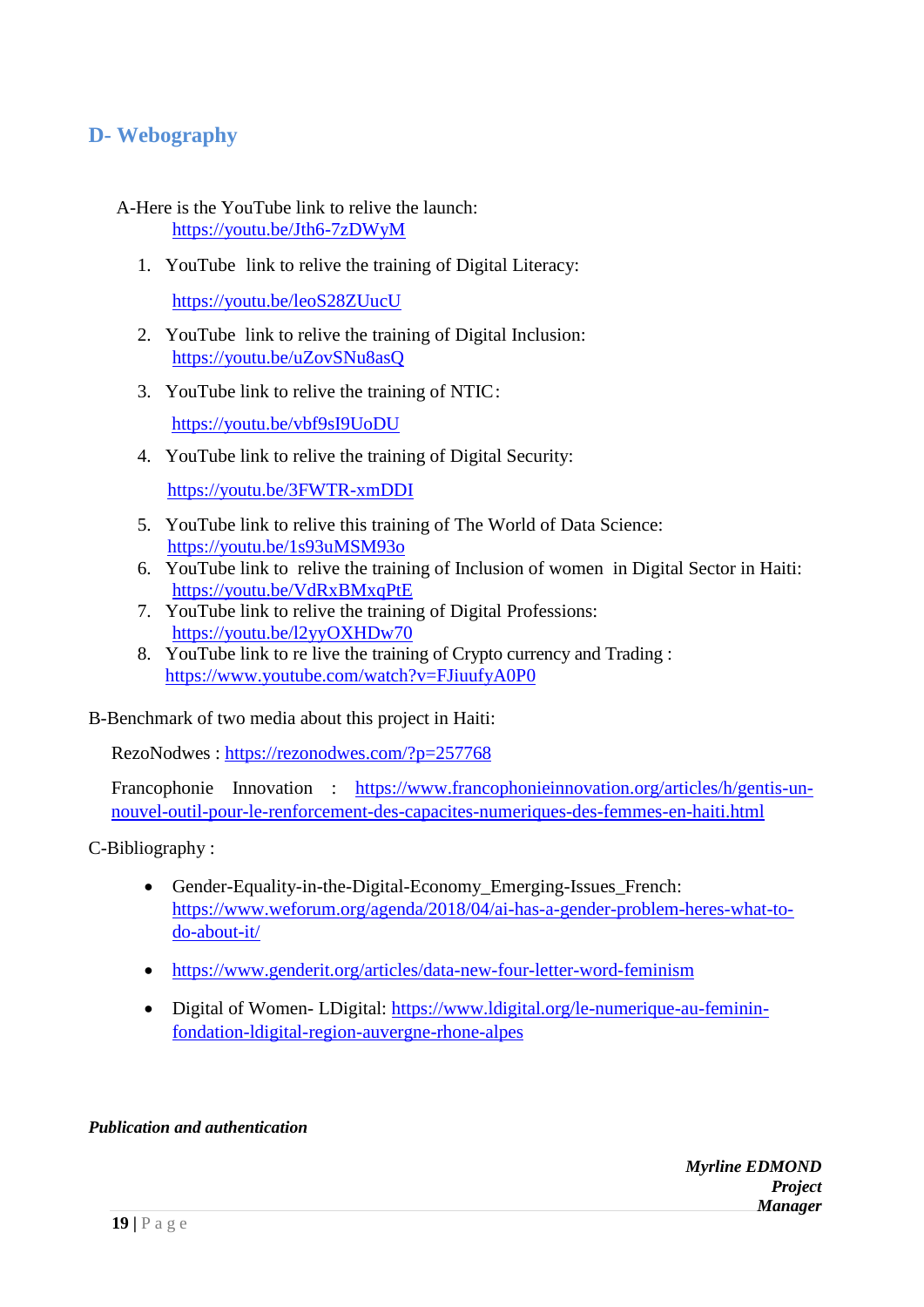## D- Webography

A-Here is the YouTube link to relive the launch:
https://youtu.be/Jth6-7zDWyM

1. YouTube link to relive the training of Digital Literacy:

   https://youtu.be/leoS28ZUucU

2. YouTube link to relive the training of Digital Inclusion:
   https://youtu.be/uZovSNu8asQ

3. YouTube link to relive the training of NTIC:

   https://youtu.be/vbf9sI9UoDU

4. YouTube link to relive the training of Digital Security:

   https://youtu.be/3FWTR-xmDDI

5. YouTube link to relive this training of The World of Data Science:
   https://youtu.be/1s93uMSM93o
6. YouTube link to relive the training of Inclusion of women in Digital Sector in Haiti:
   https://youtu.be/VdRxBMxqPtE
7. YouTube link to relive the training of Digital Professions:
   https://youtu.be/l2yyOXHDw70
8. YouTube link to re live the training of Crypto currency and Trading :
   https://www.youtube.com/watch?v=FJiuufyA0P0

B-Benchmark of two media about this project in Haiti:

RezoNodwes : https://rezonodwes.com/?p=257768

Francophonie Innovation : https://www.francophonieinnovation.org/articles/h/gentis-un-nouvel-outil-pour-le-renforcement-des-capacites-numeriques-des-femmes-en-haiti.html

C-Bibliography :

- Gender-Equality-in-the-Digital-Economy_Emerging-Issues_French: https://www.weforum.org/agenda/2018/04/ai-has-a-gender-problem-heres-what-to-do-about-it/
- https://www.genderit.org/articles/data-new-four-letter-word-feminism
- Digital of Women- LDigital: https://www.ldigital.org/le-numerique-au-feminin-fondation-ldigital-region-auvergne-rhone-alpes

***Publication and authentication***

***Myrline EDMOND***
***Project Manager***